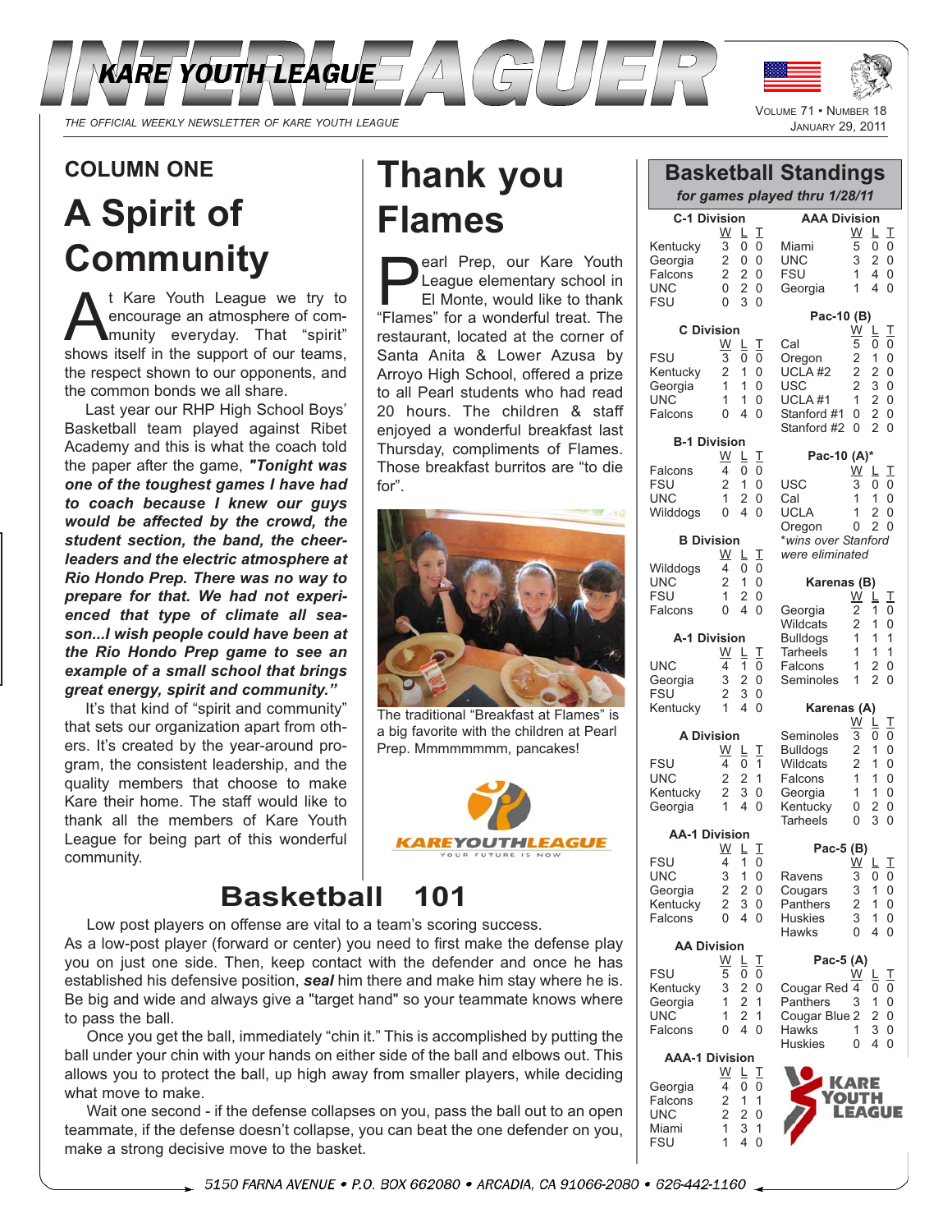# INTERLEAGUER

**KARE YOUTH LEAGUE**

*THE OFFICIAL WEEKLY NEWSLETTER OF KARE YOUTH LEAGUE*

VOLUME 71 • NUMBER 18
JANUARY 29, 2011

## COLUMN ONE

# A Spirit of Community

At Kare Youth League we try to encourage an atmosphere of community everyday. That "spirit" shows itself in the support of our teams, the respect shown to our opponents, and the common bonds we all share.

Last year our RHP High School Boys' Basketball team played against Ribet Academy and this is what the coach told the paper after the game, ***"Tonight was one of the toughest games I have had to coach because I knew our guys would be affected by the crowd, the student section, the band, the cheerleaders and the electric atmosphere at Rio Hondo Prep. There was no way to prepare for that. We had not experienced that type of climate all season...I wish people could have been at the Rio Hondo Prep game to see an example of a small school that brings great energy, spirit and community."***

It's that kind of "spirit and community" that sets our organization apart from others. It's created by the year-around program, the consistent leadership, and the quality members that choose to make Kare their home. The staff would like to thank all the members of Kare Youth League for being part of this wonderful community.

# Thank you Flames

Pearl Prep, our Kare Youth League elementary school in El Monte, would like to thank "Flames" for a wonderful treat. The restaurant, located at the corner of Santa Anita & Lower Azusa by Arroyo High School, offered a prize to all Pearl students who had read 20 hours. The children & staff enjoyed a wonderful breakfast last Thursday, compliments of Flames. Those breakfast burritos are "to die for".

The traditional "Breakfast at Flames" is a big favorite with the children at Pearl Prep. Mmmmmmmm, pancakes!

KAREYOUTHLEAGUE
YOUR FUTURE IS NOW

# Basketball 101

Low post players on offense are vital to a team's scoring success. As a low-post player (forward or center) you need to first make the defense play you on just one side. Then, keep contact with the defender and once he has established his defensive position, ***seal*** him there and make him stay where he is. Be big and wide and always give a "target hand" so your teammate knows where to pass the ball.

Once you get the ball, immediately "chin it." This is accomplished by putting the ball under your chin with your hands on either side of the ball and elbows out. This allows you to protect the ball, up high away from smaller players, while deciding what move to make.

Wait one second - if the defense collapses on you, pass the ball out to an open teammate, if the defense doesn't collapse, you can beat the one defender on you, make a strong decisive move to the basket.

## Basketball Standings

*for games played thru 1/28/11*

**C-1 Division**

| | W | L | T |
|---|---|---|---|
| Kentucky | 3 | 0 | 0 |
| Georgia | 2 | 0 | 0 |
| Falcons | 2 | 2 | 0 |
| UNC | 0 | 2 | 0 |
| FSU | 0 | 3 | 0 |

**C Division**

| | W | L | T |
|---|---|---|---|
| FSU | 3 | 0 | 0 |
| Kentucky | 2 | 1 | 0 |
| Georgia | 1 | 1 | 0 |
| UNC | 1 | 1 | 0 |
| Falcons | 0 | 4 | 0 |

**B-1 Division**

| | W | L | T |
|---|---|---|---|
| Falcons | 4 | 0 | 0 |
| FSU | 2 | 1 | 0 |
| UNC | 1 | 2 | 0 |
| Wildogs | 0 | 4 | 0 |

**B Division**

| | W | L | T |
|---|---|---|---|
| Wildogs | 4 | 0 | 0 |
| UNC | 2 | 1 | 0 |
| FSU | 1 | 2 | 0 |
| Falcons | 0 | 4 | 0 |

**A-1 Division**

| | W | L | T |
|---|---|---|---|
| UNC | 4 | 1 | 0 |
| Georgia | 3 | 2 | 0 |
| FSU | 2 | 3 | 0 |
| Kentucky | 1 | 4 | 0 |

**A Division**

| | W | L | T |
|---|---|---|---|
| FSU | 4 | 0 | 1 |
| UNC | 2 | 2 | 1 |
| Kentucky | 2 | 3 | 0 |
| Georgia | 1 | 4 | 0 |

**AA-1 Division**

| | W | L | T |
|---|---|---|---|
| FSU | 4 | 1 | 0 |
| UNC | 3 | 1 | 0 |
| Georgia | 2 | 2 | 0 |
| Kentucky | 2 | 3 | 0 |
| Falcons | 0 | 4 | 0 |

**AA Division**

| | W | L | T |
|---|---|---|---|
| FSU | 5 | 0 | 0 |
| Kentucky | 3 | 2 | 0 |
| Georgia | 1 | 2 | 1 |
| UNC | 1 | 2 | 1 |
| Falcons | 0 | 4 | 0 |

**AAA-1 Division**

| | W | L | T |
|---|---|---|---|
| Georgia | 4 | 0 | 0 |
| Falcons | 2 | 1 | 1 |
| UNC | 2 | 2 | 0 |
| Miami | 1 | 3 | 1 |
| FSU | 1 | 4 | 0 |

**AAA Division**

| | W | L | T |
|---|---|---|---|
| Miami | 5 | 0 | 0 |
| UNC | 3 | 2 | 0 |
| FSU | 1 | 4 | 0 |
| Georgia | 1 | 4 | 0 |

**Pac-10 (B)**

| | W | L | T |
|---|---|---|---|
| Cal | 5 | 0 | 0 |
| Oregon | 2 | 1 | 0 |
| UCLA #2 | 2 | 2 | 0 |
| USC | 2 | 3 | 0 |
| UCLA #1 | 1 | 2 | 0 |
| Stanford #1 | 0 | 2 | 0 |
| Stanford #2 | 0 | 2 | 0 |

**Pac-10 (A)***

| | W | L | T |
|---|---|---|---|
| USC | 3 | 0 | 0 |
| Cal | 1 | 1 | 0 |
| UCLA | 1 | 2 | 0 |
| Oregon | 0 | 2 | 0 |

*wins over Stanford were eliminated

**Karenas (B)**

| | W | L | T |
|---|---|---|---|
| Georgia | 2 | 1 | 0 |
| Wildcats | 2 | 1 | 0 |
| Bulldogs | 1 | 1 | 1 |
| Tarheels | 1 | 1 | 1 |
| Falcons | 1 | 2 | 0 |
| Seminoles | 1 | 2 | 0 |

**Karenas (A)**

| | W | L | T |
|---|---|---|---|
| Seminoles | 3 | 0 | 0 |
| Bulldogs | 2 | 1 | 0 |
| Wildcats | 2 | 1 | 0 |
| Falcons | 1 | 1 | 0 |
| Georgia | 1 | 1 | 0 |
| Kentucky | 0 | 2 | 0 |
| Tarheels | 0 | 3 | 0 |

**Pac-5 (B)**

| | W | L | T |
|---|---|---|---|
| Ravens | 3 | 0 | 0 |
| Cougars | 3 | 1 | 0 |
| Panthers | 2 | 1 | 0 |
| Huskies | 3 | 1 | 0 |
| Hawks | 0 | 4 | 0 |

**Pac-5 (A)**

| | W | L | T |
|---|---|---|---|
| Cougar Red | 4 | 0 | 0 |
| Panthers | 3 | 1 | 0 |
| Cougar Blue | 2 | 2 | 0 |
| Hawks | 1 | 3 | 0 |
| Huskies | 0 | 4 | 0 |

KARE YOUTH LEAGUE

5150 FARNA AVENUE • P.O. BOX 662080 • ARCADIA, CA 91066-2080 • 626-442-1160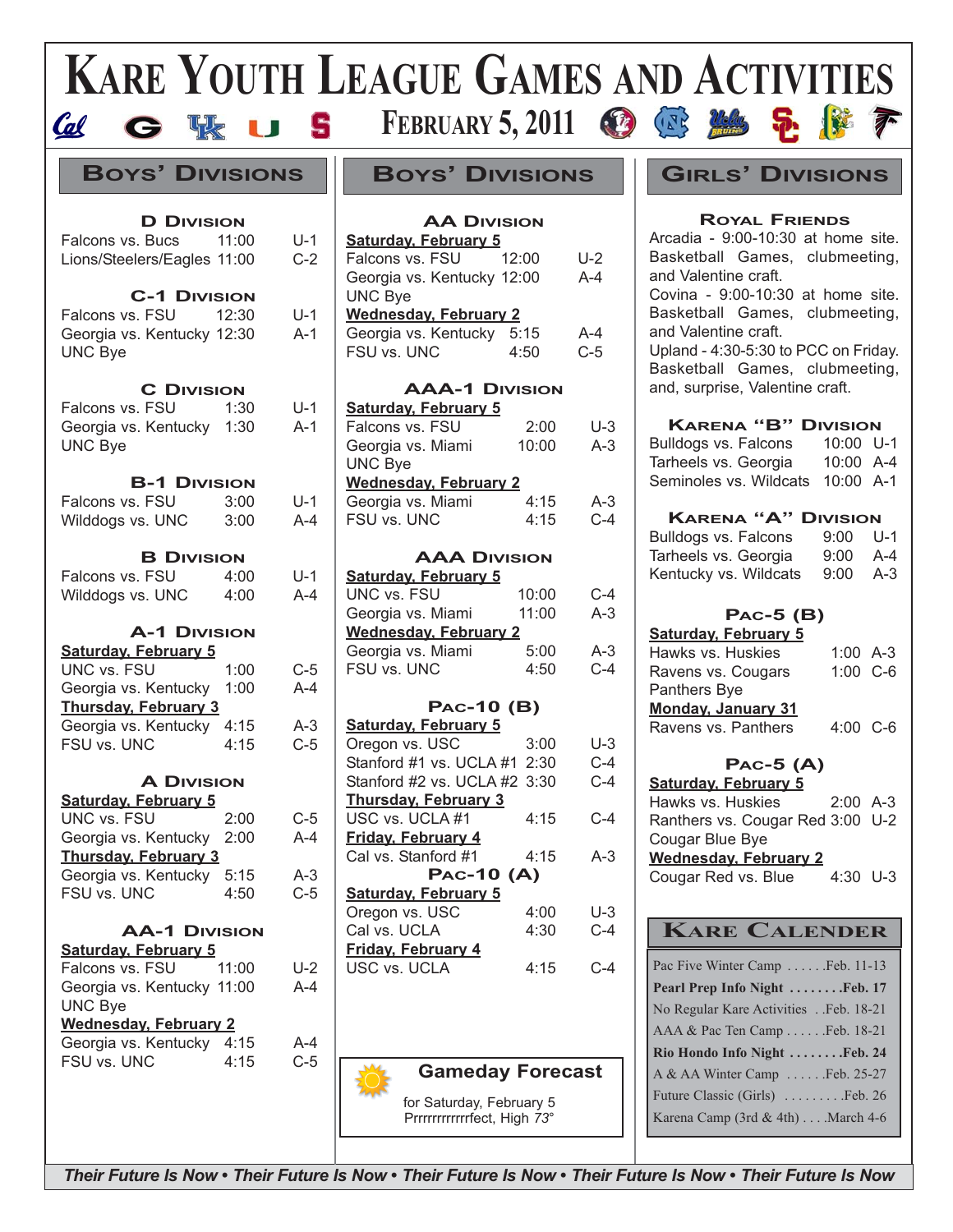# Kare Youth League Games and Activities

## February 5, 2011

## Boys' Divisions

### D Division

| | | |
|---|---|---|
| Falcons vs. Bucs | 11:00 | U-1 |
| Lions/Steelers/Eagles | 11:00 | C-2 |

### C-1 Division

| | | |
|---|---|---|
| Falcons vs. FSU | 12:30 | U-1 |
| Georgia vs. Kentucky | 12:30 | A-1 |
| UNC Bye | | |

### C Division

| | | |
|---|---|---|
| Falcons vs. FSU | 1:30 | U-1 |
| Georgia vs. Kentucky | 1:30 | A-1 |
| UNC Bye | | |

### B-1 Division

| | | |
|---|---|---|
| Falcons vs. FSU | 3:00 | U-1 |
| Wilddogs vs. UNC | 3:00 | A-4 |

### B Division

| | | |
|---|---|---|
| Falcons vs. FSU | 4:00 | U-1 |
| Wilddogs vs. UNC | 4:00 | A-4 |

### A-1 Division

**Saturday, February 5**

| | | |
|---|---|---|
| UNC vs. FSU | 1:00 | C-5 |
| Georgia vs. Kentucky | 1:00 | A-4 |

**Thursday, February 3**

| | | |
|---|---|---|
| Georgia vs. Kentucky | 4:15 | A-3 |
| FSU vs. UNC | 4:15 | C-5 |

### A Division

**Saturday, February 5**

| | | |
|---|---|---|
| UNC vs. FSU | 2:00 | C-5 |
| Georgia vs. Kentucky | 2:00 | A-4 |

**Thursday, February 3**

| | | |
|---|---|---|
| Georgia vs. Kentucky | 5:15 | A-3 |
| FSU vs. UNC | 4:50 | C-5 |

### AA-1 Division

**Saturday, February 5**

| | | |
|---|---|---|
| Falcons vs. FSU | 11:00 | U-2 |
| Georgia vs. Kentucky | 11:00 | A-4 |
| UNC Bye | | |

**Wednesday, February 2**

| | | |
|---|---|---|
| Georgia vs. Kentucky | 4:15 | A-4 |
| FSU vs. UNC | 4:15 | C-5 |

## Boys' Divisions

### AA Division

**Saturday, February 5**

| | | |
|---|---|---|
| Falcons vs. FSU | 12:00 | U-2 |
| Georgia vs. Kentucky | 12:00 | A-4 |
| UNC Bye | | |

**Wednesday, February 2**

| | | |
|---|---|---|
| Georgia vs. Kentucky | 5:15 | A-4 |
| FSU vs. UNC | 4:50 | C-5 |

### AAA-1 Division

**Saturday, February 5**

| | | |
|---|---|---|
| Falcons vs. FSU | 2:00 | U-3 |
| Georgia vs. Miami | 10:00 | A-3 |
| UNC Bye | | |

**Wednesday, February 2**

| | | |
|---|---|---|
| Georgia vs. Miami | 4:15 | A-3 |
| FSU vs. UNC | 4:15 | C-4 |

### AAA Division

**Saturday, February 5**

| | | |
|---|---|---|
| UNC vs. FSU | 10:00 | C-4 |
| Georgia vs. Miami | 11:00 | A-3 |

**Wednesday, February 2**

| | | |
|---|---|---|
| Georgia vs. Miami | 5:00 | A-3 |
| FSU vs. UNC | 4:50 | C-4 |

### Pac-10 (B)

**Saturday, February 5**

| | | |
|---|---|---|
| Oregon vs. USC | 3:00 | U-3 |
| Stanford #1 vs. UCLA #1 | 2:30 | C-4 |
| Stanford #2 vs. UCLA #2 | 3:30 | C-4 |

**Thursday, February 3**

| | | |
|---|---|---|
| USC vs. UCLA #1 | 4:15 | C-4 |

**Friday, February 4**

| | | |
|---|---|---|
| Cal vs. Stanford #1 | 4:15 | A-3 |

### Pac-10 (A)

**Saturday, February 5**

| | | |
|---|---|---|
| Oregon vs. USC | 4:00 | U-3 |
| Cal vs. UCLA | 4:30 | C-4 |

**Friday, February 4**

| | | |
|---|---|---|
| USC vs. UCLA | 4:15 | C-4 |

### Gameday Forecast

for Saturday, February 5
Prrrrrrrrrrrrfect, High 73°

## Girls' Divisions

### Royal Friends

Arcadia - 9:00-10:30 at home site. Basketball Games, clubmeeting, and Valentine craft.

Covina - 9:00-10:30 at home site. Basketball Games, clubmeeting, and Valentine craft.

Upland - 4:30-5:30 to PCC on Friday. Basketball Games, clubmeeting, and, surprise, Valentine craft.

### Karena "B" Division

| | | |
|---|---|---|
| Bulldogs vs. Falcons | 10:00 | U-1 |
| Tarheels vs. Georgia | 10:00 | A-4 |
| Seminoles vs. Wildcats | 10:00 | A-1 |

### Karena "A" Division

| | | |
|---|---|---|
| Bulldogs vs. Falcons | 9:00 | U-1 |
| Tarheels vs. Georgia | 9:00 | A-4 |
| Kentucky vs. Wildcats | 9:00 | A-3 |

### Pac-5 (B)

**Saturday, February 5**

| | | |
|---|---|---|
| Hawks vs. Huskies | 1:00 | A-3 |
| Ravens vs. Cougars | 1:00 | C-6 |
| Panthers Bye | | |

**Monday, January 31**

| | | |
|---|---|---|
| Ravens vs. Panthers | 4:00 | C-6 |

### Pac-5 (A)

**Saturday, February 5**

| | | |
|---|---|---|
| Hawks vs. Huskies | 2:00 | A-3 |
| Ranthers vs. Cougar Red | 3:00 | U-2 |
| Cougar Blue Bye | | |

**Wednesday, February 2**

| | | |
|---|---|---|
| Cougar Red vs. Blue | 4:30 | U-3 |

## Kare Calender

| | |
|---|---|
| Pac Five Winter Camp | Feb. 11-13 |
| **Pearl Prep Info Night** | **Feb. 17** |
| No Regular Kare Activities | Feb. 18-21 |
| AAA & Pac Ten Camp | Feb. 18-21 |
| **Rio Hondo Info Night** | **Feb. 24** |
| A & AA Winter Camp | Feb. 25-27 |
| Future Classic (Girls) | Feb. 26 |
| Karena Camp (3rd & 4th) | March 4-6 |

*Their Future Is Now • Their Future Is Now • Their Future Is Now • Their Future Is Now • Their Future Is Now*